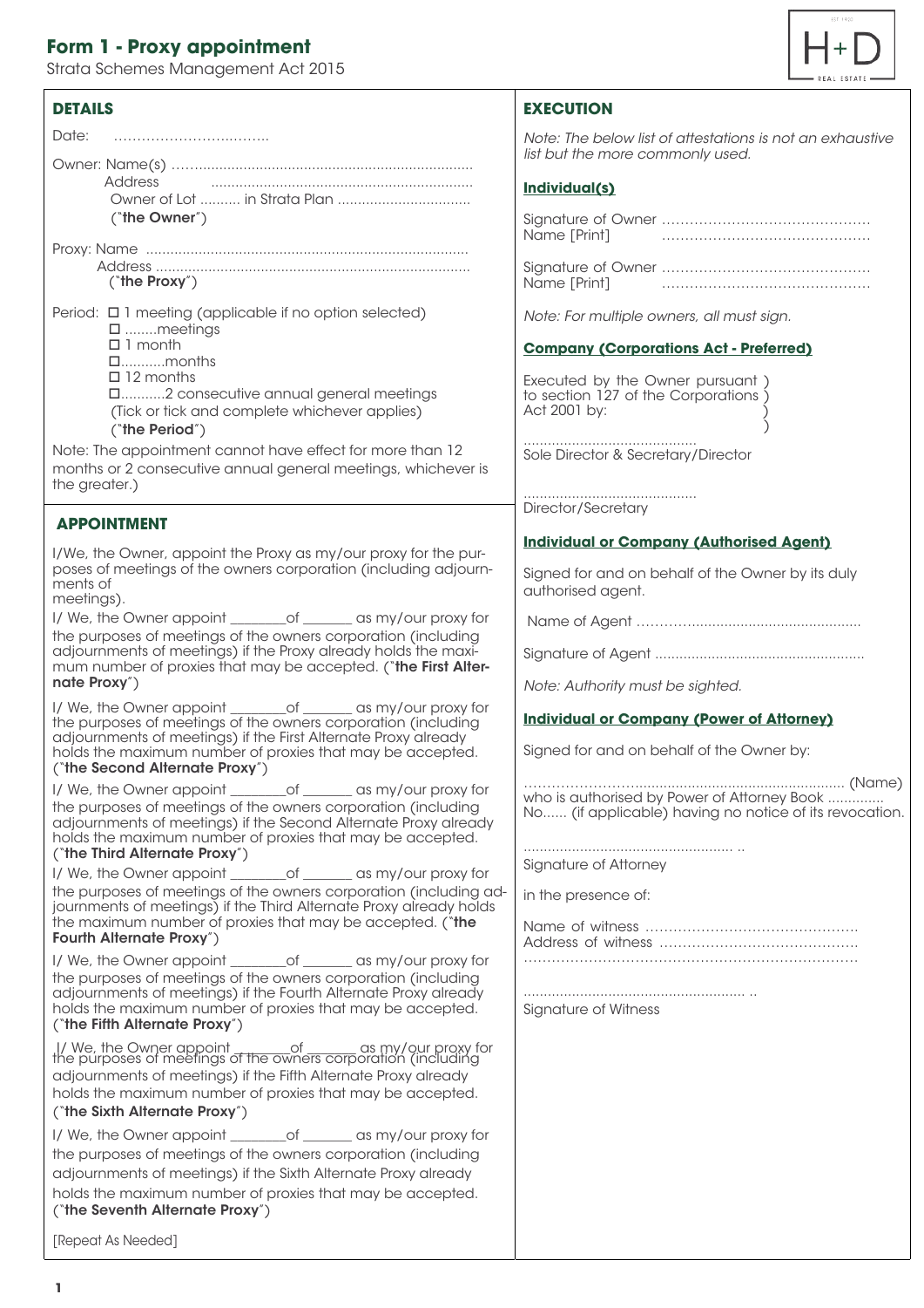# Form 1 - Proxy appointment

Strata Schemes Management Act 2015

## DETAILS

Date: ……………………..……..

Owner: Name(s) ………………………………………………………………
Address ………………………………………………………
Owner of Lot .......... in Strata Plan .................................
("**the Owner**")

Proxy: Name ……………………………………………………………………
Address ……………………………………………………………………
("**the Proxy**")

Period:
- ☐ 1 meeting (applicable if no option selected)
- ☐ ........meetings
- ☐ 1 month
- ☐...........months
- ☐ 12 months
- ☐...........2 consecutive annual general meetings

(Tick or tick and complete whichever applies)
("**the Period**")

Note: The appointment cannot have effect for more than 12 months or 2 consecutive annual general meetings, whichever is the greater.)

## APPOINTMENT

I/We, the Owner, appoint the Proxy as my/our proxy for the purposes of meetings of the owners corporation (including adjournments of meetings).

I/ We, the Owner appoint ________of _______ as my/our proxy for the purposes of meetings of the owners corporation (including adjournments of meetings) if the Proxy already holds the maximum number of proxies that may be accepted. ("**the First Alternate Proxy**")

I/ We, the Owner appoint ________of _______ as my/our proxy for the purposes of meetings of the owners corporation (including adjournments of meetings) if the First Alternate Proxy already holds the maximum number of proxies that may be accepted. ("**the Second Alternate Proxy**")

I/ We, the Owner appoint ________of _______ as my/our proxy for the purposes of meetings of the owners corporation (including adjournments of meetings) if the Second Alternate Proxy already holds the maximum number of proxies that may be accepted. ("**the Third Alternate Proxy**")

I/ We, the Owner appoint ________of _______ as my/our proxy for the purposes of meetings of the owners corporation (including adjournments of meetings) if the Third Alternate Proxy already holds the maximum number of proxies that may be accepted. ("**the Fourth Alternate Proxy**")

I/ We, the Owner appoint ________of _______ as my/our proxy for the purposes of meetings of the owners corporation (including adjournments of meetings) if the Fourth Alternate Proxy already holds the maximum number of proxies that may be accepted. ("**the Fifth Alternate Proxy**")

I/ We, the Owner appoint ________of _______ as my/our proxy for the purposes of meetings of the owners corporation (including adjournments of meetings) if the Fifth Alternate Proxy already holds the maximum number of proxies that may be accepted. ("**the Sixth Alternate Proxy**")

I/ We, the Owner appoint ________of _______ as my/our proxy for the purposes of meetings of the owners corporation (including adjournments of meetings) if the Sixth Alternate Proxy already holds the maximum number of proxies that may be accepted. ("**the Seventh Alternate Proxy**")

[Repeat As Needed]

## EXECUTION

*Note: The below list of attestations is not an exhaustive list but the more commonly used.*

### Individual(s)

Signature of Owner ………………………………………
Name [Print] ………………………………………

Signature of Owner ………………………………………
Name [Print] ………………………………………

*Note: For multiple owners, all must sign.*

### Company (Corporations Act - Preferred)

Executed by the Owner pursuant to section 127 of the Corporations Act 2001 by:

..........................................
Sole Director & Secretary/Director

..........................................
Director/Secretary

### Individual or Company (Authorised Agent)

Signed for and on behalf of the Owner by its duly authorised agent.

Name of Agent ……………………………………………

Signature of Agent ……………………………………………

*Note: Authority must be sighted.*

### Individual or Company (Power of Attorney)

Signed for and on behalf of the Owner by:

……………………………………………………………… (Name) who is authorised by Power of Attorney Book ............. No...... (if applicable) having no notice of its revocation.

.................................................... ..
Signature of Attorney

in the presence of:

Name of witness ………………………………………
Address of witness ………………………………………
………………………………………………………………

....................................................... ..
Signature of Witness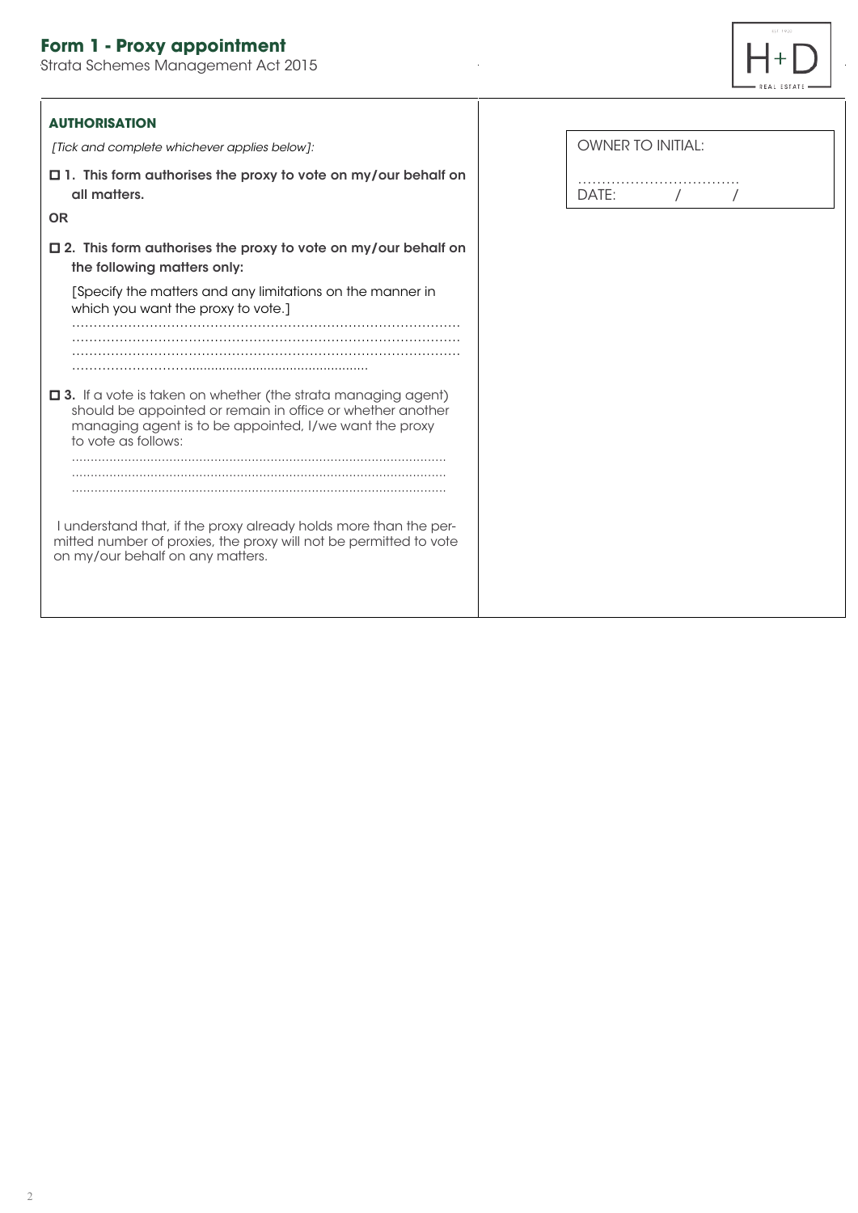# Form 1 - Proxy appointment

Strata Schemes Management Act 2015

**AUTHORISATION**

*[Tick and complete whichever applies below]:*

☐ **1. This form authorises the proxy to vote on my/our behalf on all matters.**

**OR**

☐ **2. This form authorises the proxy to vote on my/our behalf on the following matters only:**

[Specify the matters and any limitations on the manner in which you want the proxy to vote.]

………………………………………………………………………………
………………………………………………………………………………
………………………………………………………………………………
………………………………………………………………

☐ **3.** If a vote is taken on whether (the strata managing agent) should be appointed or remain in office or whether another managing agent is to be appointed, I/we want the proxy to vote as follows:

………………………………………………………………………………
………………………………………………………………………………
………………………………………………………………………………

I understand that, if the proxy already holds more than the permitted number of proxies, the proxy will not be permitted to vote on my/our behalf on any matters.

OWNER TO INITIAL:

……………………………

DATE: / /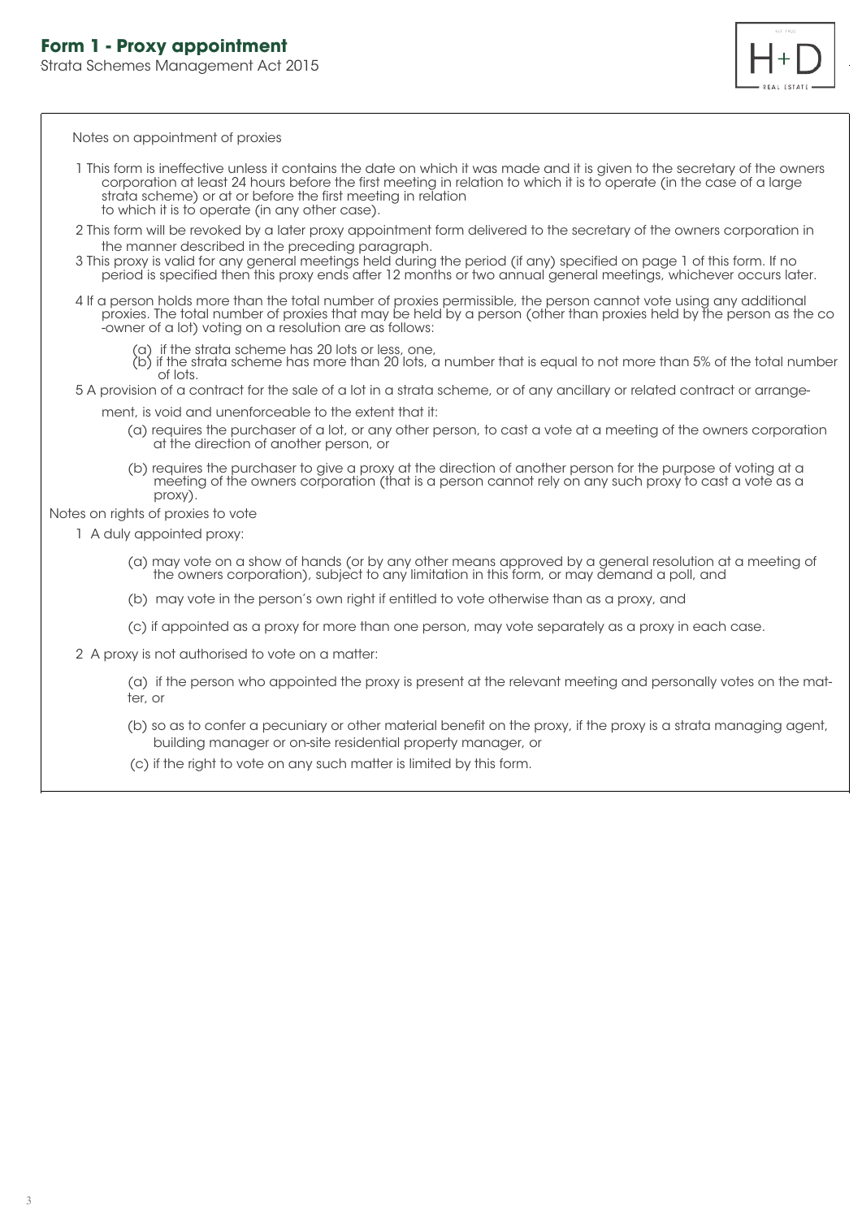# Form 1 - Proxy appointment

Strata Schemes Management Act 2015

Notes on appointment of proxies

1 This form is ineffective unless it contains the date on which it was made and it is given to the secretary of the owners corporation at least 24 hours before the first meeting in relation to which it is to operate (in the case of a large strata scheme) or at or before the first meeting in relation to which it is to operate (in any other case).

2 This form will be revoked by a later proxy appointment form delivered to the secretary of the owners corporation in the manner described in the preceding paragraph.

3 This proxy is valid for any general meetings held during the period (if any) specified on page 1 of this form. If no period is specified then this proxy ends after 12 months or two annual general meetings, whichever occurs later.

4 If a person holds more than the total number of proxies permissible, the person cannot vote using any additional proxies. The total number of proxies that may be held by a person (other than proxies held by the person as the co-owner of a lot) voting on a resolution are as follows:

(a) if the strata scheme has 20 lots or less, one,
(b) if the strata scheme has more than 20 lots, a number that is equal to not more than 5% of the total number of lots.

5 A provision of a contract for the sale of a lot in a strata scheme, or of any ancillary or related contract or arrangement, is void and unenforceable to the extent that it:

(a) requires the purchaser of a lot, or any other person, to cast a vote at a meeting of the owners corporation at the direction of another person, or

(b) requires the purchaser to give a proxy at the direction of another person for the purpose of voting at a meeting of the owners corporation (that is a person cannot rely on any such proxy to cast a vote as a proxy).

Notes on rights of proxies to vote

1 A duly appointed proxy:

(a) may vote on a show of hands (or by any other means approved by a general resolution at a meeting of the owners corporation), subject to any limitation in this form, or may demand a poll, and

(b) may vote in the person's own right if entitled to vote otherwise than as a proxy, and

(c) if appointed as a proxy for more than one person, may vote separately as a proxy in each case.

2 A proxy is not authorised to vote on a matter:

(a) if the person who appointed the proxy is present at the relevant meeting and personally votes on the matter, or

(b) so as to confer a pecuniary or other material benefit on the proxy, if the proxy is a strata managing agent, building manager or on-site residential property manager, or

(c) if the right to vote on any such matter is limited by this form.